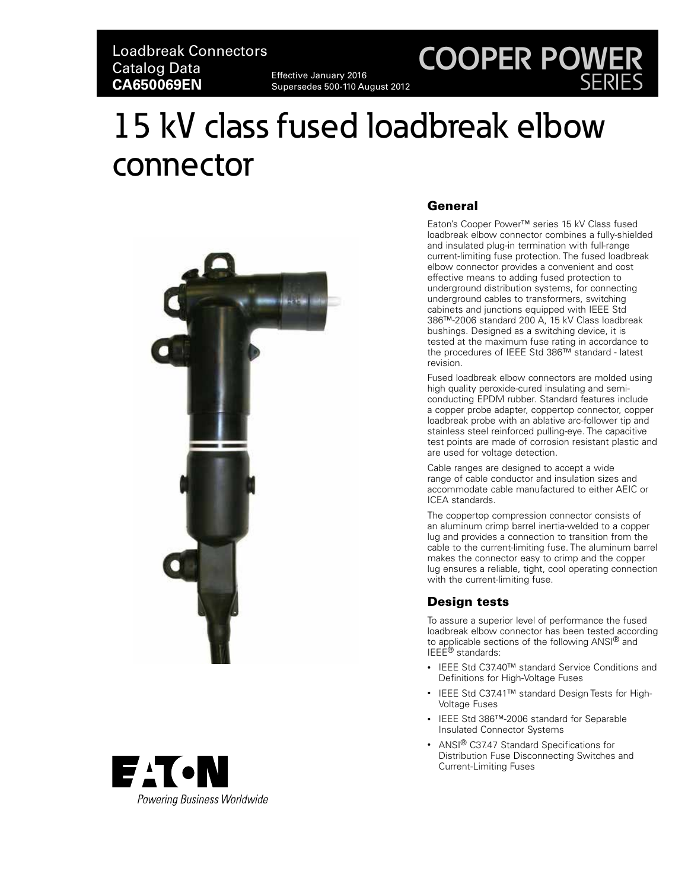Loadbreak Connectors
Catalog Data
**CA650069EN**

Effective January 2016
Supersedes 500-110 August 2012

COOPER POWER SERIES

# 15 kV class fused loadbreak elbow connector

## General

Eaton's Cooper Power™ series 15 kV Class fused loadbreak elbow connector combines a fully-shielded and insulated plug-in termination with full-range current-limiting fuse protection. The fused loadbreak elbow connector provides a convenient and cost effective means to adding fused protection to underground distribution systems, for connecting underground cables to transformers, switching cabinets and junctions equipped with IEEE Std 386™-2006 standard 200 A, 15 kV Class loadbreak bushings. Designed as a switching device, it is tested at the maximum fuse rating in accordance to the procedures of IEEE Std 386™ standard - latest revision.

Fused loadbreak elbow connectors are molded using high quality peroxide-cured insulating and semi-conducting EPDM rubber. Standard features include a copper probe adapter, coppertop connector, copper loadbreak probe with an ablative arc-follower tip and stainless steel reinforced pulling-eye. The capacitive test points are made of corrosion resistant plastic and are used for voltage detection.

Cable ranges are designed to accept a wide range of cable conductor and insulation sizes and accommodate cable manufactured to either AEIC or ICEA standards.

The coppertop compression connector consists of an aluminum crimp barrel inertia-welded to a copper lug and provides a connection to transition from the cable to the current-limiting fuse. The aluminum barrel makes the connector easy to crimp and the copper lug ensures a reliable, tight, cool operating connection with the current-limiting fuse.

## Design tests

To assure a superior level of performance the fused loadbreak elbow connector has been tested according to applicable sections of the following ANSI® and IEEE® standards:

- IEEE Std C37.40™ standard Service Conditions and Definitions for High-Voltage Fuses
- IEEE Std C37.41™ standard Design Tests for High-Voltage Fuses
- IEEE Std 386™-2006 standard for Separable Insulated Connector Systems
- ANSI® C37.47 Standard Specifications for Distribution Fuse Disconnecting Switches and Current-Limiting Fuses

EATON
*Powering Business Worldwide*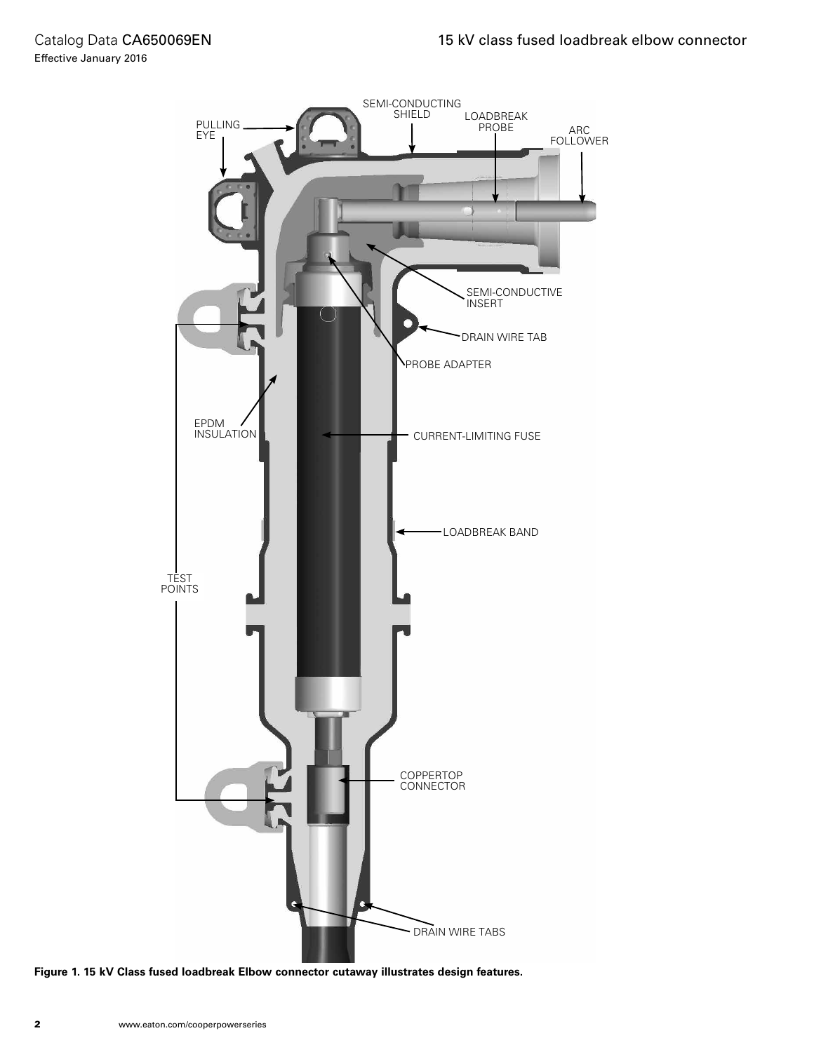**Figure 1. 15 kV Class fused loadbreak Elbow connector cutaway illustrates design features.**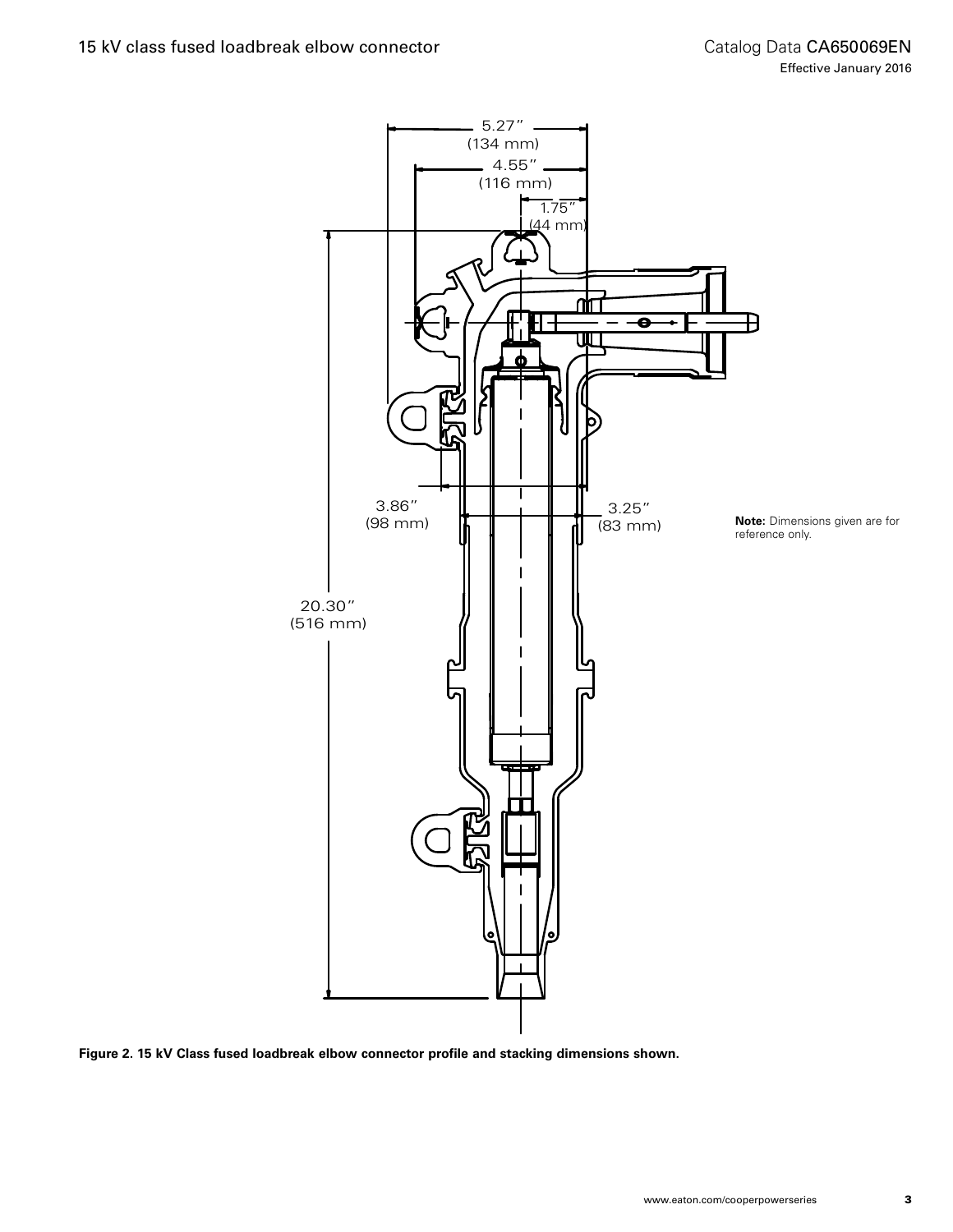5.27″
(134 mm)

4.55″
(116 mm)

1.75″
(44 mm)

3.86″
(98 mm)

3.25″
(83 mm)

20.30″
(516 mm)

**Note:** Dimensions given are for reference only.

**Figure 2. 15 kV Class fused loadbreak elbow connector profile and stacking dimensions shown.**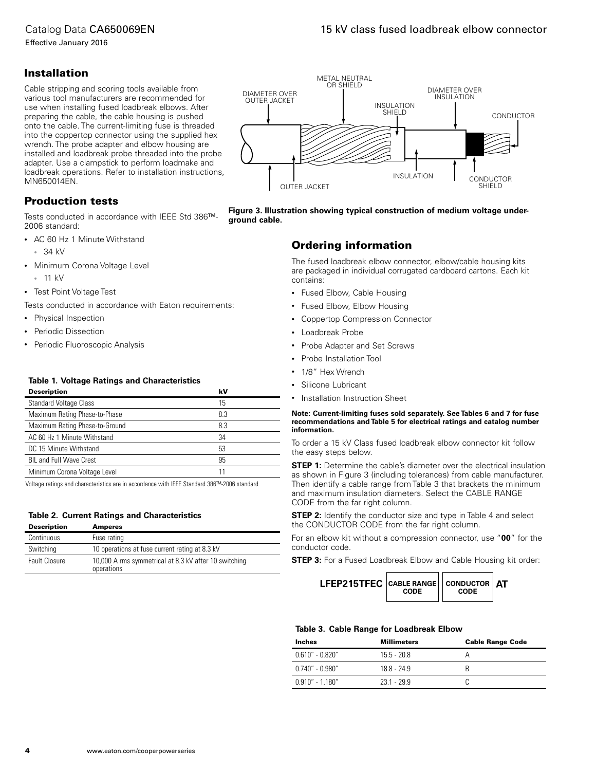## Installation

Cable stripping and scoring tools available from various tool manufacturers are recommended for use when installing fused loadbreak elbows. After preparing the cable, the cable housing is pushed onto the cable. The current-limiting fuse is threaded into the coppertop connector using the supplied hex wrench. The probe adapter and elbow housing are installed and loadbreak probe threaded into the probe adapter. Use a clampstick to perform loadmake and loadbreak operations. Refer to installation instructions, MN650014EN.

## Production tests

Tests conducted in accordance with IEEE Std 386™-2006 standard:

- AC 60 Hz 1 Minute Withstand
  - 34 kV
- Minimum Corona Voltage Level
  - 11 kV
- Test Point Voltage Test

Tests conducted in accordance with Eaton requirements:

- Physical Inspection
- Periodic Dissection
- Periodic Fluoroscopic Analysis

**Table 1. Voltage Ratings and Characteristics**

| Description | kV |
|---|---|
| Standard Voltage Class | 15 |
| Maximum Rating Phase-to-Phase | 8.3 |
| Maximum Rating Phase-to-Ground | 8.3 |
| AC 60 Hz 1 Minute Withstand | 34 |
| DC 15 Minute Withstand | 53 |
| BIL and Full Wave Crest | 95 |
| Minimum Corona Voltage Level | 11 |

Voltage ratings and characteristics are in accordance with IEEE Standard 386™-2006 standard.

**Table 2. Current Ratings and Characteristics**

| Description | Amperes |
|---|---|
| Continuous | Fuse rating |
| Switching | 10 operations at fuse current rating at 8.3 kV |
| Fault Closure | 10,000 A rms symmetrical at 8.3 kV after 10 switching operations |

DIAMETER OVER OUTER JACKET · METAL NEUTRAL OR SHIELD · INSULATION SHIELD · DIAMETER OVER INSULATION · CONDUCTOR · OUTER JACKET · INSULATION · CONDUCTOR SHIELD

**Figure 3. Illustration showing typical construction of medium voltage underground cable.**

## Ordering information

The fused loadbreak elbow connector, elbow/cable housing kits are packaged in individual corrugated cardboard cartons. Each kit contains:

- Fused Elbow, Cable Housing
- Fused Elbow, Elbow Housing
- Coppertop Compression Connector
- Loadbreak Probe
- Probe Adapter and Set Screws
- Probe Installation Tool
- 1/8" Hex Wrench
- Silicone Lubricant
- Installation Instruction Sheet

**Note: Current-limiting fuses sold separately. See Tables 6 and 7 for fuse recommendations and Table 5 for electrical ratings and catalog number information.**

To order a 15 kV Class fused loadbreak elbow connector kit follow the easy steps below.

**STEP 1:** Determine the cable's diameter over the electrical insulation as shown in Figure 3 (including tolerances) from cable manufacturer. Then identify a cable range from Table 3 that brackets the minimum and maximum insulation diameters. Select the CABLE RANGE CODE from the far right column.

**STEP 2:** Identify the conductor size and type in Table 4 and select the CONDUCTOR CODE from the far right column.

For an elbow kit without a compression connector, use "**00**" for the conductor code.

**STEP 3:** For a Fused Loadbreak Elbow and Cable Housing kit order:

**LFEP215TFEC** [CABLE RANGE CODE] [CONDUCTOR CODE] **AT**

**Table 3. Cable Range for Loadbreak Elbow**

| Inches | Millimeters | Cable Range Code |
|---|---|---|
| 0.610" - 0.820" | 15.5 - 20.8 | A |
| 0.740" - 0.980" | 18.8 - 24.9 | B |
| 0.910" - 1.180" | 23.1 - 29.9 | C |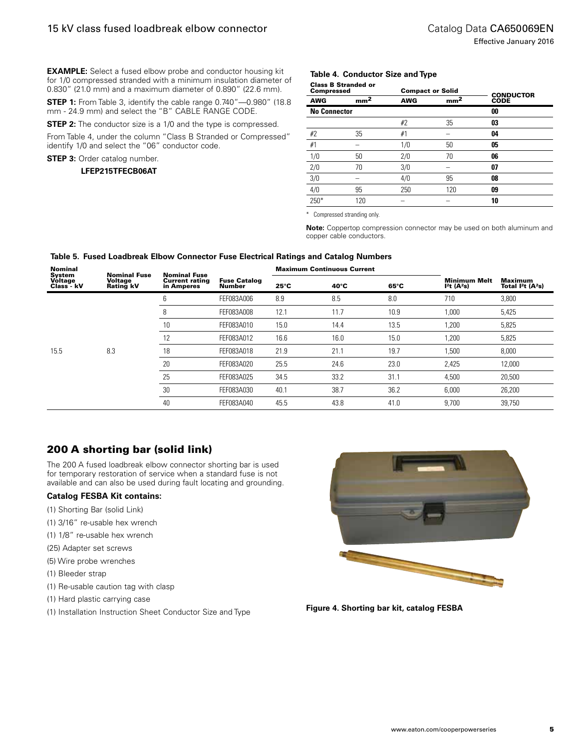**EXAMPLE:** Select a fused elbow probe and conductor housing kit for 1/0 compressed stranded with a minimum insulation diameter of 0.830" (21.0 mm) and a maximum diameter of 0.890" (22.6 mm).

**STEP 1:** From Table 3, identify the cable range 0.740"—0.980" (18.8 mm - 24.9 mm) and select the "B" CABLE RANGE CODE.

**STEP 2:** The conductor size is a 1/0 and the type is compressed.

From Table 4, under the column "Class B Stranded or Compressed" identify 1/0 and select the "06" conductor code.

**STEP 3:** Order catalog number.

**LFEP215TFECB06AT**

**Table 4. Conductor Size and Type**

| Class B Stranded or Compressed | | Compact or Solid | | CONDUCTOR CODE |
|---|---|---|---|---|
| AWG | $mm^2$ | AWG | $mm^2$ | |
| No Connector | | | | 00 |
| | | #2 | 35 | 03 |
| #2 | 35 | #1 | – | 04 |
| #1 | – | 1/0 | 50 | 05 |
| 1/0 | 50 | 2/0 | 70 | 06 |
| 2/0 | 70 | 3/0 | – | 07 |
| 3/0 | – | 4/0 | 95 | 08 |
| 4/0 | 95 | 250 | 120 | 09 |
| 250* | 120 | – | – | 10 |

\* Compressed stranding only.

**Note:** Coppertop compression connector may be used on both aluminum and copper cable conductors.

**Table 5. Fused Loadbreak Elbow Connector Fuse Electrical Ratings and Catalog Numbers**

| Nominal System Voltage Class - kV | Nominal Fuse Voltage Rating kV | Nominal Fuse Current rating in Amperes | Fuse Catalog Number | Maximum Continuous Current | | | Minimum Melt $I^2t$ ($A^2s$) | Maximum Total $I^2t$ ($A^2s$) |
|---|---|---|---|---|---|---|---|---|
| | | | | 25°C | 40°C | 65°C | | |
| 15.5 | 8.3 | 6 | FEF083A006 | 8.9 | 8.5 | 8.0 | 710 | 3,800 |
| | | 8 | FEF083A008 | 12.1 | 11.7 | 10.9 | 1,000 | 5,425 |
| | | 10 | FEF083A010 | 15.0 | 14.4 | 13.5 | 1,200 | 5,825 |
| | | 12 | FEF083A012 | 16.6 | 16.0 | 15.0 | 1,200 | 5,825 |
| | | 18 | FEF083A018 | 21.9 | 21.1 | 19.7 | 1,500 | 8,000 |
| | | 20 | FEF083A020 | 25.5 | 24.6 | 23.0 | 2,425 | 12,000 |
| | | 25 | FEF083A025 | 34.5 | 33.2 | 31.1 | 4,500 | 20,500 |
| | | 30 | FEF083A030 | 40.1 | 38.7 | 36.2 | 6,000 | 26,200 |
| | | 40 | FEF083A040 | 45.5 | 43.8 | 41.0 | 9,700 | 39,750 |

## 200 A shorting bar (solid link)

The 200 A fused loadbreak elbow connector shorting bar is used for temporary restoration of service when a standard fuse is not available and can also be used during fault locating and grounding.

**Catalog FESBA Kit contains:**

- (1) Shorting Bar (solid Link)
- (1) 3/16" re-usable hex wrench
- (1) 1/8" re-usable hex wrench
- (25) Adapter set screws
- (5) Wire probe wrenches
- (1) Bleeder strap
- (1) Re-usable caution tag with clasp
- (1) Hard plastic carrying case
- (1) Installation Instruction Sheet Conductor Size and Type

**Figure 4. Shorting bar kit, catalog FESBA**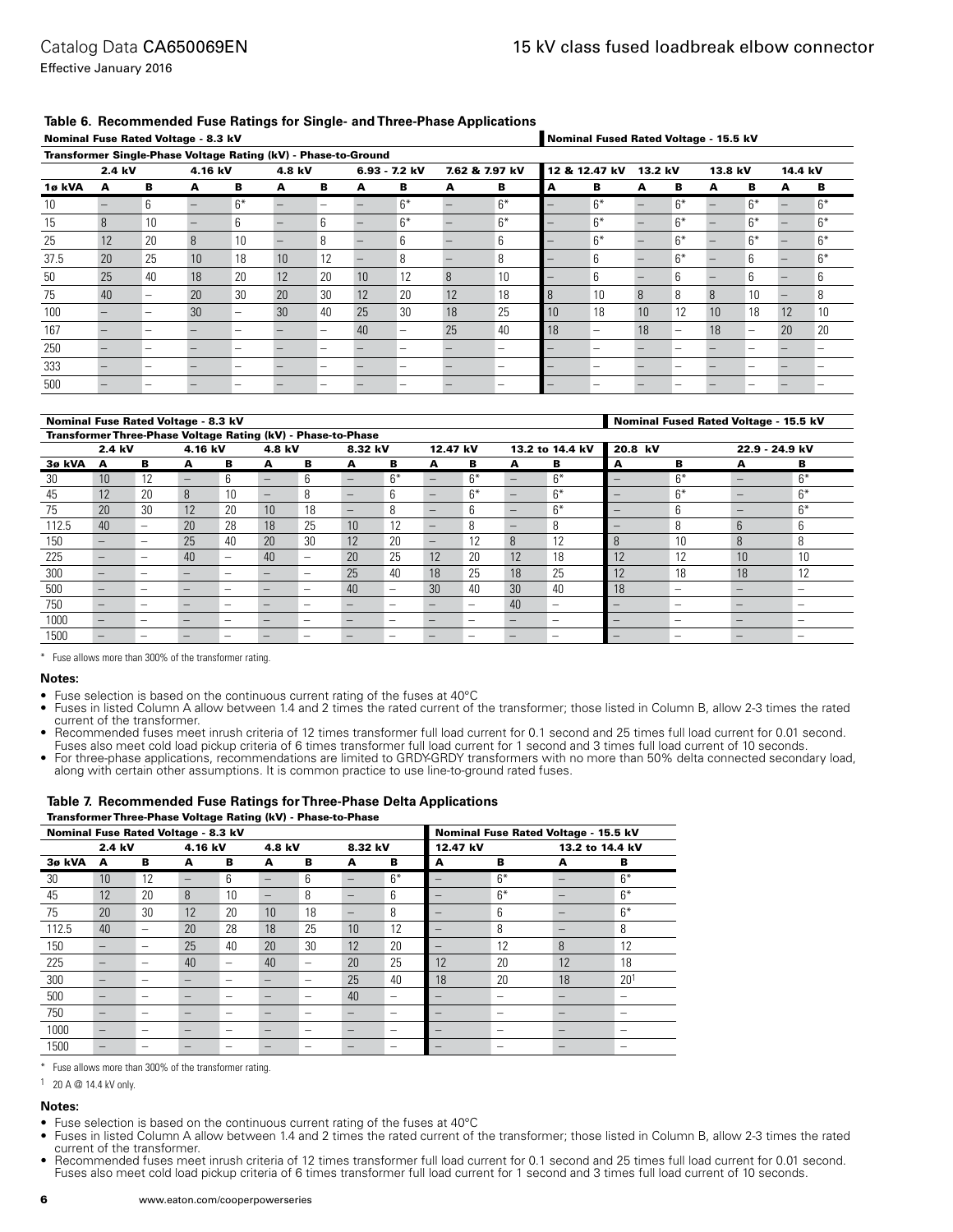### Table 6. Recommended Fuse Ratings for Single- and Three-Phase Applications

| | Nominal Fuse Rated Voltage - 8.3 kV | | | | | | | | | | Nominal Fused Rated Voltage - 15.5 kV | | | | | | | |
|---|---|---|---|---|---|---|---|---|---|---|---|---|---|---|---|---|---|---|
| | Transformer Single-Phase Voltage Rating (kV) - Phase-to-Ground | | | | | | | | | | | | | | | | | |
| | 2.4 kV | | 4.16 kV | | 4.8 kV | | 6.93 - 7.2 kV | | 7.62 & 7.97 kV | | 12 & 12.47 kV | | 13.2 kV | | 13.8 kV | | 14.4 kV | |
| 1ø kVA | A | B | A | B | A | B | A | B | A | B | A | B | A | B | A | B | A | B |
| 10 | – | 6 | – | 6* | – | – | – | 6* | – | 6* | – | 6* | – | 6* | – | 6* | – | 6* |
| 15 | 8 | 10 | – | 6 | – | 6 | – | 6* | – | 6* | – | 6* | – | 6* | – | 6* | – | 6* |
| 25 | 12 | 20 | 8 | 10 | – | 8 | – | 6 | – | 6 | – | 6* | – | 6* | – | 6* | – | 6* |
| 37.5 | 20 | 25 | 10 | 18 | 10 | 12 | – | 8 | – | 8 | – | 6 | – | 6* | – | 6 | – | 6* |
| 50 | 25 | 40 | 18 | 20 | 12 | 20 | 10 | 12 | 8 | 10 | – | 6 | – | 6 | – | 6 | – | 6 |
| 75 | 40 | – | 20 | 30 | 20 | 30 | 12 | 20 | 12 | 18 | 8 | 10 | 8 | 8 | 8 | 10 | – | 8 |
| 100 | – | – | 30 | – | 30 | 40 | 25 | 30 | 18 | 25 | 10 | 18 | 10 | 12 | 10 | 18 | 12 | 10 |
| 167 | – | – | – | – | – | – | 40 | – | 25 | 40 | 18 | – | 18 | – | 18 | – | 20 | 20 |
| 250 | – | – | – | – | – | – | – | – | – | – | – | – | – | – | – | – | – | – |
| 333 | – | – | – | – | – | – | – | – | – | – | – | – | – | – | – | – | – | – |
| 500 | – | – | – | – | – | – | – | – | – | – | – | – | – | – | – | – | – | – |

| | Nominal Fuse Rated Voltage - 8.3 kV | | | | | | | | | | | | Nominal Fused Rated Voltage - 15.5 kV | | | |
|---|---|---|---|---|---|---|---|---|---|---|---|---|---|---|---|---|
| | Transformer Three-Phase Voltage Rating (kV) - Phase-to-Phase | | | | | | | | | | | | | | | |
| | 2.4 kV | | 4.16 kV | | 4.8 kV | | 8.32 kV | | 12.47 kV | | 13.2 to 14.4 kV | | 20.8 kV | | 22.9 - 24.9 kV | |
| 3ø kVA | A | B | A | B | A | B | A | B | A | B | A | B | A | B | A | B |
| 30 | 10 | 12 | – | 6 | – | 6 | – | 6* | – | 6* | – | 6* | – | 6* | – | 6* |
| 45 | 12 | 20 | 8 | 10 | – | 8 | – | 6 | – | 6* | – | 6* | – | 6* | – | 6* |
| 75 | 20 | 30 | 12 | 20 | 10 | 18 | – | 8 | – | 6 | – | 6* | – | 6 | – | 6* |
| 112.5 | 40 | – | 20 | 28 | 18 | 25 | 10 | 12 | – | 8 | – | 8 | – | 8 | 6 | 6 |
| 150 | – | – | 25 | 40 | 20 | 30 | 12 | 20 | – | 12 | 8 | 12 | 8 | 10 | 8 | 8 |
| 225 | – | – | 40 | – | 40 | – | 20 | 25 | 12 | 20 | 12 | 18 | 12 | 12 | 10 | 10 |
| 300 | – | – | – | – | – | – | 25 | 40 | 18 | 25 | 18 | 25 | 12 | 18 | 18 | 12 |
| 500 | – | – | – | – | – | – | 40 | – | 30 | 40 | 30 | 40 | 18 | – | – | – |
| 750 | – | – | – | – | – | – | – | – | – | – | 40 | – | – | – | – | – |
| 1000 | – | – | – | – | – | – | – | – | – | – | – | – | – | – | – | – |
| 1500 | – | – | – | – | – | – | – | – | – | – | – | – | – | – | – | – |

\* Fuse allows more than 300% of the transformer rating.

**Notes:**

- Fuse selection is based on the continuous current rating of the fuses at 40°C
- Fuses in listed Column A allow between 1.4 and 2 times the rated current of the transformer; those listed in Column B, allow 2-3 times the rated current of the transformer.
- Recommended fuses meet inrush criteria of 12 times transformer full load current for 0.1 second and 25 times full load current for 0.01 second. Fuses also meet cold load pickup criteria of 6 times transformer full load current for 1 second and 3 times full load current of 10 seconds.
- For three-phase applications, recommendations are limited to GRDY-GRDY transformers with no more than 50% delta connected secondary load, along with certain other assumptions. It is common practice to use line-to-ground rated fuses.

### Table 7. Recommended Fuse Ratings for Three-Phase Delta Applications

| | Transformer Three-Phase Voltage Rating (kV) - Phase-to-Phase | | | | | | | | | | | |
|---|---|---|---|---|---|---|---|---|---|---|---|---|
| | Nominal Fuse Rated Voltage - 8.3 kV | | | | | | | | Nominal Fuse Rated Voltage - 15.5 kV | | | |
| | 2.4 kV | | 4.16 kV | | 4.8 kV | | 8.32 kV | | 12.47 kV | | 13.2 to 14.4 kV | |
| 3ø kVA | A | B | A | B | A | B | A | B | A | B | A | B |
| 30 | 10 | 12 | – | 6 | – | 6 | – | 6* | – | 6* | – | 6* |
| 45 | 12 | 20 | 8 | 10 | – | 8 | – | 6 | – | 6* | – | 6* |
| 75 | 20 | 30 | 12 | 20 | 10 | 18 | – | 8 | – | 6 | – | 6* |
| 112.5 | 40 | – | 20 | 28 | 18 | 25 | 10 | 12 | – | 8 | – | 8 |
| 150 | – | – | 25 | 40 | 20 | 30 | 12 | 20 | – | 12 | 8 | 12 |
| 225 | – | – | 40 | – | 40 | – | 20 | 25 | 12 | 20 | 12 | 18 |
| 300 | – | – | – | – | – | – | 25 | 40 | 18 | 20 | 18 | 20[1] |
| 500 | – | – | – | – | – | – | 40 | – | – | – | – | – |
| 750 | – | – | – | – | – | – | – | – | – | – | – | – |
| 1000 | – | – | – | – | – | – | – | – | – | – | – | – |
| 1500 | – | – | – | – | – | – | – | – | – | – | – | – |

\* Fuse allows more than 300% of the transformer rating.

[1] 20 A @ 14.4 kV only.

**Notes:**

- Fuse selection is based on the continuous current rating of the fuses at 40°C
- Fuses in listed Column A allow between 1.4 and 2 times the rated current of the transformer; those listed in Column B, allow 2-3 times the rated current of the transformer.
- Recommended fuses meet inrush criteria of 12 times transformer full load current for 0.1 second and 25 times full load current for 0.01 second. Fuses also meet cold load pickup criteria of 6 times transformer full load current for 1 second and 3 times full load current of 10 seconds.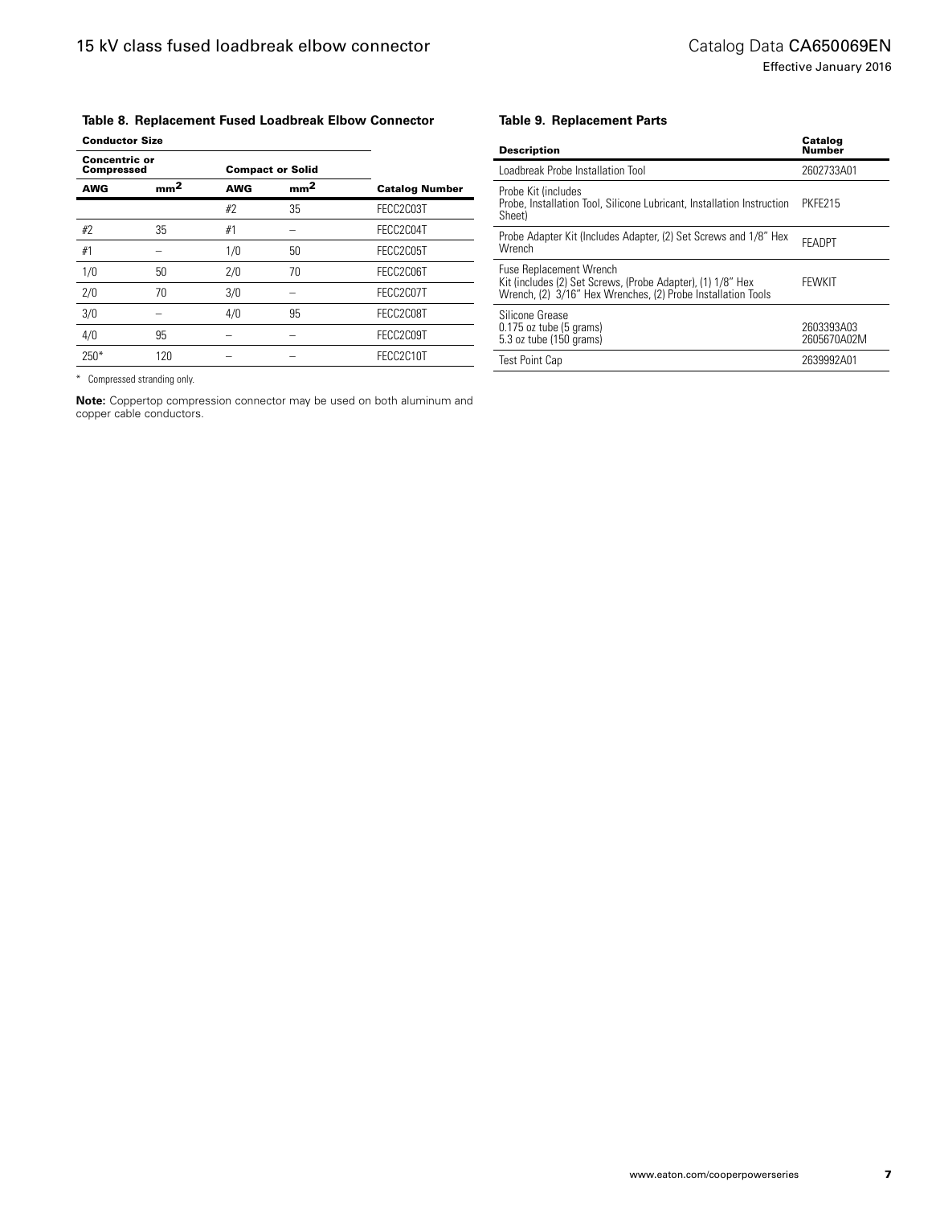**Table 8. Replacement Fused Loadbreak Elbow Connector**

| Conductor Size | | | | |
|---|---|---|---|---|
| **Concentric or Compressed** | | **Compact or Solid** | | |
| **AWG** | **mm²** | **AWG** | **mm²** | **Catalog Number** |
| | | #2 | 35 | FECC2C03T |
| #2 | 35 | #1 | – | FECC2C04T |
| #1 | – | 1/0 | 50 | FECC2C05T |
| 1/0 | 50 | 2/0 | 70 | FECC2C06T |
| 2/0 | 70 | 3/0 | – | FECC2C07T |
| 3/0 | – | 4/0 | 95 | FECC2C08T |
| 4/0 | 95 | – | – | FECC2C09T |
| 250* | 120 | – | – | FECC2C10T |

\* Compressed stranding only.

**Note:** Coppertop compression connector may be used on both aluminum and copper cable conductors.

**Table 9. Replacement Parts**

| Description | Catalog Number |
|---|---|
| Loadbreak Probe Installation Tool | 2602733A01 |
| Probe Kit (includes Probe, Installation Tool, Silicone Lubricant, Installation Instruction Sheet) | PKFE215 |
| Probe Adapter Kit (Includes Adapter, (2) Set Screws and 1/8" Hex Wrench | FEADPT |
| Fuse Replacement Wrench Kit (includes (2) Set Screws, (Probe Adapter), (1) 1/8" Hex Wrench, (2) 3/16" Hex Wrenches, (2) Probe Installation Tools | FEWKIT |
| Silicone Grease<br>0.175 oz tube (5 grams)<br>5.3 oz tube (150 grams) | <br>2603393A03<br>2605670A02M |
| Test Point Cap | 2639992A01 |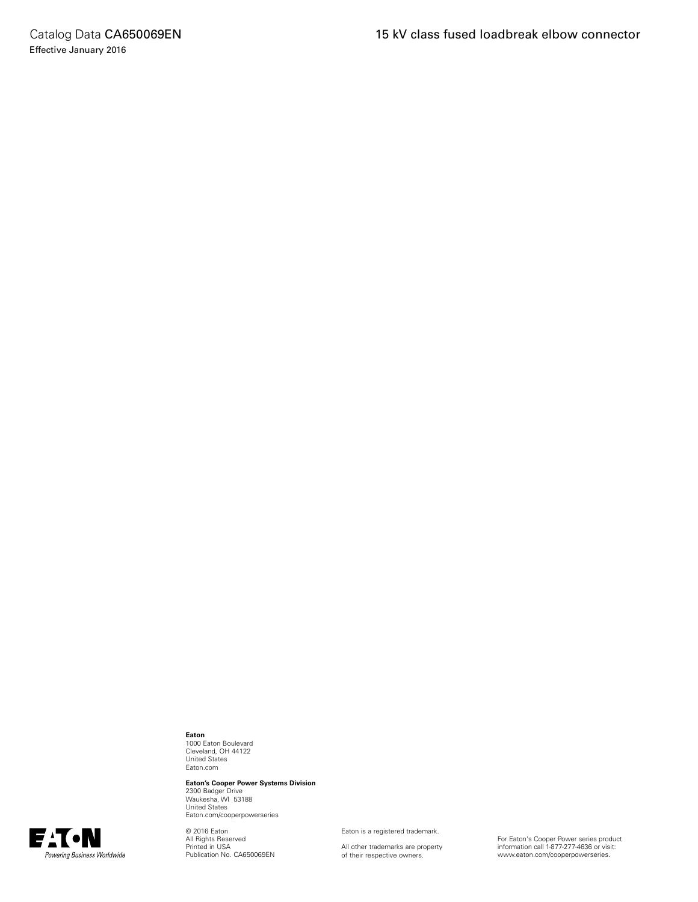**Eaton**
1000 Eaton Boulevard
Cleveland, OH 44122
United States
Eaton.com

**Eaton's Cooper Power Systems Division**
2300 Badger Drive
Waukesha, WI 53188
United States
Eaton.com/cooperpowerseries

© 2016 Eaton
All Rights Reserved
Printed in USA
Publication No. CA650069EN

Eaton is a registered trademark.

All other trademarks are property of their respective owners.

For Eaton's Cooper Power series product information call 1-877-277-4636 or visit: www.eaton.com/cooperpowerseries.

Powering Business Worldwide